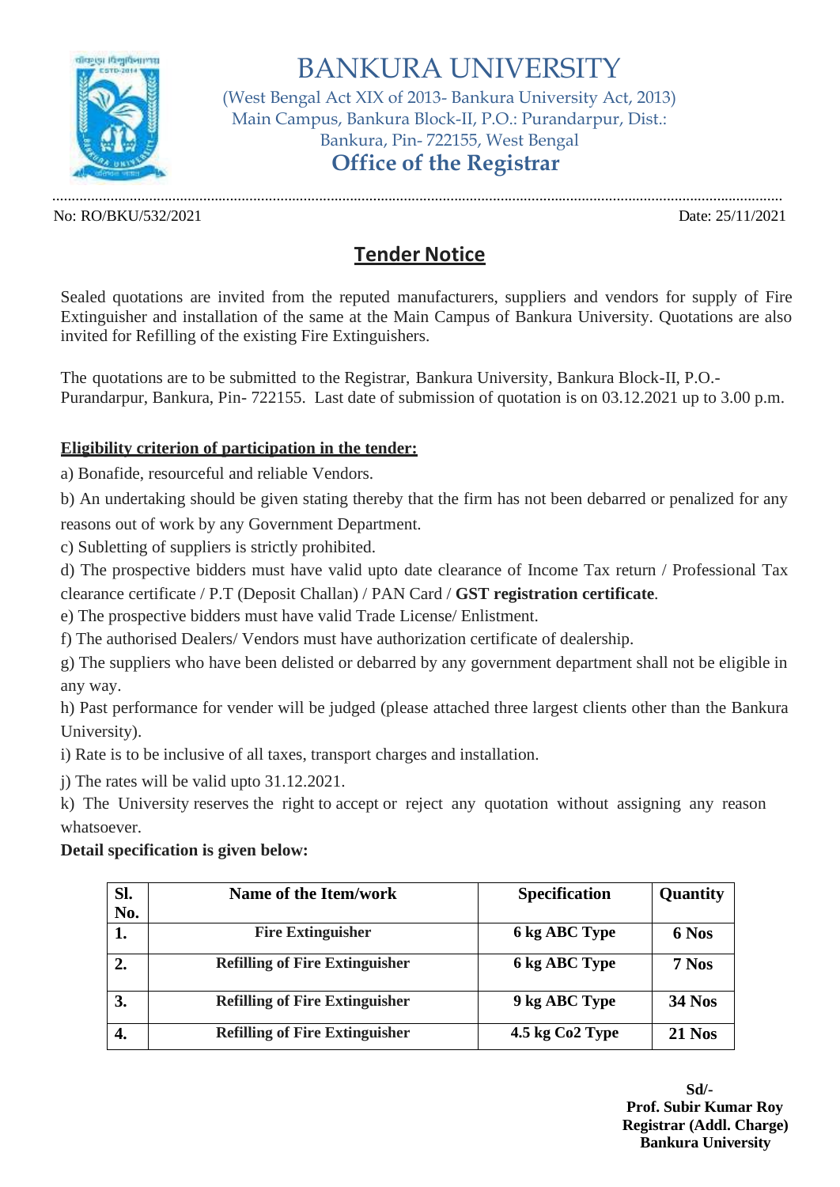# BANKURA UNIVERSITY

(West Bengal Act XIX of 2013- Bankura University Act, 2013)
Main Campus, Bankura Block-II, P.O.: Purandarpur, Dist.: Bankura, Pin- 722155, West Bengal

**Office of the Registrar**

No: RO/BKU/532/2021 Date: 25/11/2021

## Tender Notice

Sealed quotations are invited from the reputed manufacturers, suppliers and vendors for supply of Fire Extinguisher and installation of the same at the Main Campus of Bankura University. Quotations are also invited for Refilling of the existing Fire Extinguishers.

The quotations are to be submitted to the Registrar, Bankura University, Bankura Block-II, P.O.- Purandarpur, Bankura, Pin- 722155. Last date of submission of quotation is on 03.12.2021 up to 3.00 p.m.

**Eligibility criterion of participation in the tender:**

a) Bonafide, resourceful and reliable Vendors.

b) An undertaking should be given stating thereby that the firm has not been debarred or penalized for any reasons out of work by any Government Department.

c) Subletting of suppliers is strictly prohibited.

d) The prospective bidders must have valid upto date clearance of Income Tax return / Professional Tax clearance certificate / P.T (Deposit Challan) / PAN Card / **GST registration certificate**.

e) The prospective bidders must have valid Trade License/ Enlistment.

f) The authorised Dealers/ Vendors must have authorization certificate of dealership.

g) The suppliers who have been delisted or debarred by any government department shall not be eligible in any way.

h) Past performance for vender will be judged (please attached three largest clients other than the Bankura University).

i) Rate is to be inclusive of all taxes, transport charges and installation.

j) The rates will be valid upto 31.12.2021.

k) The University reserves the right to accept or reject any quotation without assigning any reason whatsoever.

**Detail specification is given below:**

| Sl. No. | Name of the Item/work | Specification | Quantity |
|---|---|---|---|
| 1. | Fire Extinguisher | 6 kg ABC Type | 6 Nos |
| 2. | Refilling of Fire Extinguisher | 6 kg ABC Type | 7 Nos |
| 3. | Refilling of Fire Extinguisher | 9 kg ABC Type | 34 Nos |
| 4. | Refilling of Fire Extinguisher | 4.5 kg Co2 Type | 21 Nos |

**Sd/-**
**Prof. Subir Kumar Roy**
**Registrar (Addl. Charge)**
**Bankura University**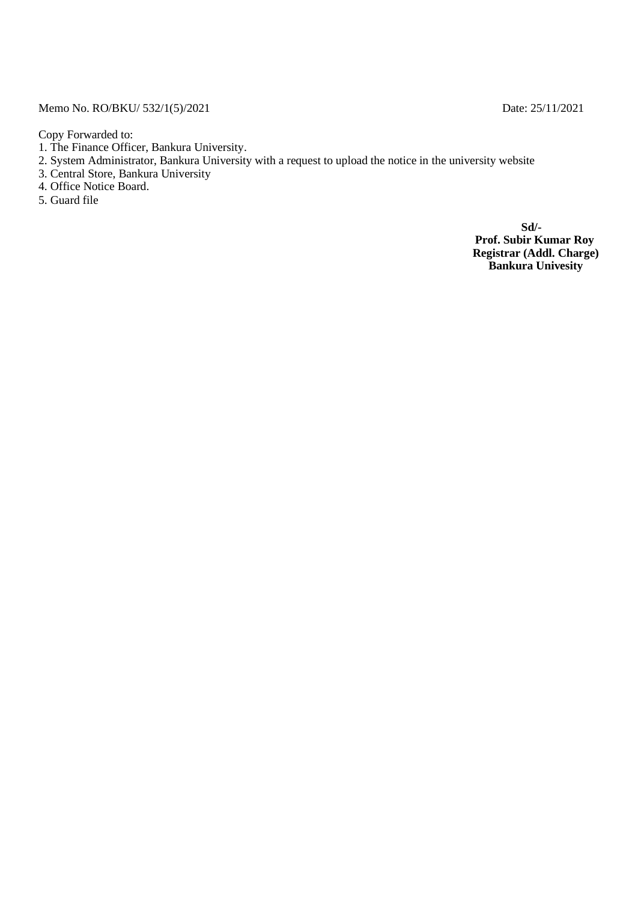Memo No. RO/BKU/ 532/1(5)/2021 Date: 25/11/2021

Copy Forwarded to:

1. The Finance Officer, Bankura University.
2. System Administrator, Bankura University with a request to upload the notice in the university website
3. Central Store, Bankura University
4. Office Notice Board.
5. Guard file

**Sd/-**
**Prof. Subir Kumar Roy**
**Registrar (Addl. Charge)**
**Bankura Univesity**